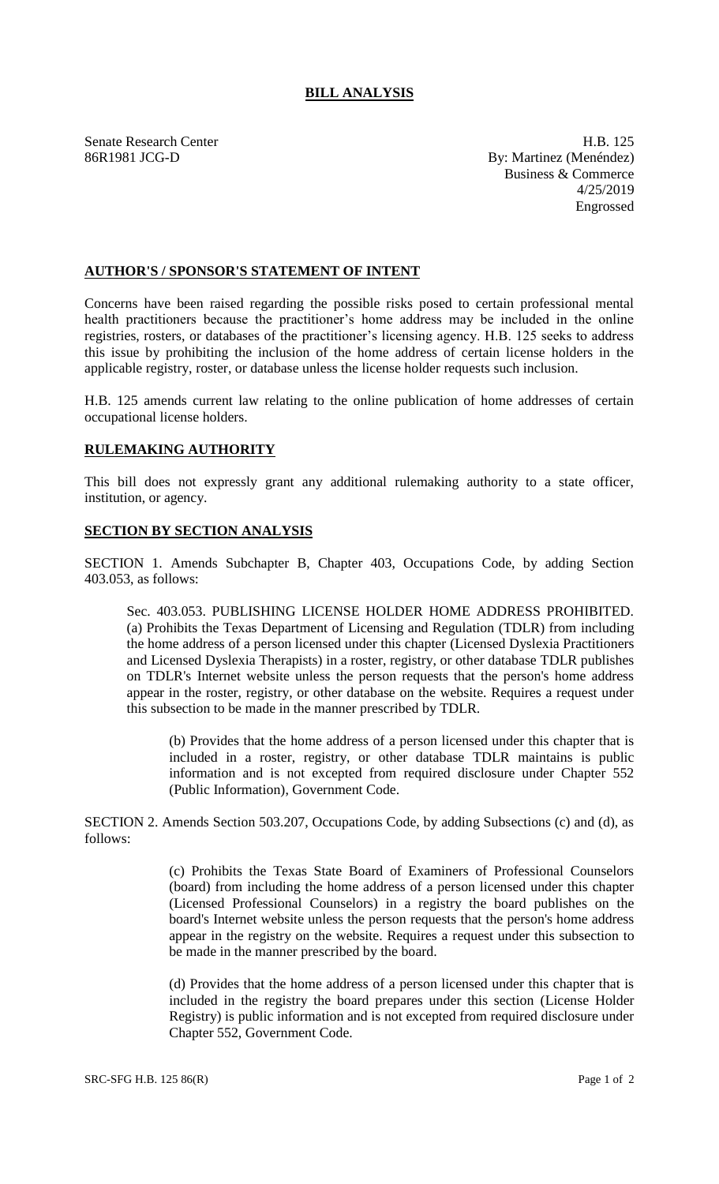# BILL ANALYSIS

Senate Research Center
86R1981 JCG-D

H.B. 125
By: Martinez (Menéndez)
Business & Commerce
4/25/2019
Engrossed

## AUTHOR'S / SPONSOR'S STATEMENT OF INTENT

Concerns have been raised regarding the possible risks posed to certain professional mental health practitioners because the practitioner's home address may be included in the online registries, rosters, or databases of the practitioner's licensing agency. H.B. 125 seeks to address this issue by prohibiting the inclusion of the home address of certain license holders in the applicable registry, roster, or database unless the license holder requests such inclusion.

H.B. 125 amends current law relating to the online publication of home addresses of certain occupational license holders.

## RULEMAKING AUTHORITY

This bill does not expressly grant any additional rulemaking authority to a state officer, institution, or agency.

## SECTION BY SECTION ANALYSIS

SECTION 1. Amends Subchapter B, Chapter 403, Occupations Code, by adding Section 403.053, as follows:

Sec. 403.053. PUBLISHING LICENSE HOLDER HOME ADDRESS PROHIBITED. (a) Prohibits the Texas Department of Licensing and Regulation (TDLR) from including the home address of a person licensed under this chapter (Licensed Dyslexia Practitioners and Licensed Dyslexia Therapists) in a roster, registry, or other database TDLR publishes on TDLR's Internet website unless the person requests that the person's home address appear in the roster, registry, or other database on the website. Requires a request under this subsection to be made in the manner prescribed by TDLR.

(b) Provides that the home address of a person licensed under this chapter that is included in a roster, registry, or other database TDLR maintains is public information and is not excepted from required disclosure under Chapter 552 (Public Information), Government Code.

SECTION 2. Amends Section 503.207, Occupations Code, by adding Subsections (c) and (d), as follows:

(c) Prohibits the Texas State Board of Examiners of Professional Counselors (board) from including the home address of a person licensed under this chapter (Licensed Professional Counselors) in a registry the board publishes on the board's Internet website unless the person requests that the person's home address appear in the registry on the website. Requires a request under this subsection to be made in the manner prescribed by the board.

(d) Provides that the home address of a person licensed under this chapter that is included in the registry the board prepares under this section (License Holder Registry) is public information and is not excepted from required disclosure under Chapter 552, Government Code.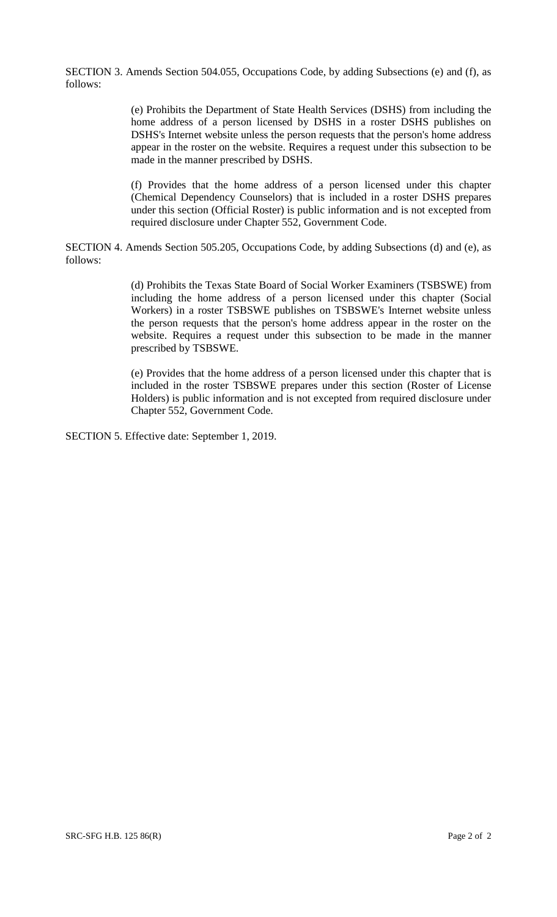SECTION 3. Amends Section 504.055, Occupations Code, by adding Subsections (e) and (f), as follows:

> (e) Prohibits the Department of State Health Services (DSHS) from including the home address of a person licensed by DSHS in a roster DSHS publishes on DSHS's Internet website unless the person requests that the person's home address appear in the roster on the website. Requires a request under this subsection to be made in the manner prescribed by DSHS.
>
> (f) Provides that the home address of a person licensed under this chapter (Chemical Dependency Counselors) that is included in a roster DSHS prepares under this section (Official Roster) is public information and is not excepted from required disclosure under Chapter 552, Government Code.

SECTION 4. Amends Section 505.205, Occupations Code, by adding Subsections (d) and (e), as follows:

> (d) Prohibits the Texas State Board of Social Worker Examiners (TSBSWE) from including the home address of a person licensed under this chapter (Social Workers) in a roster TSBSWE publishes on TSBSWE's Internet website unless the person requests that the person's home address appear in the roster on the website. Requires a request under this subsection to be made in the manner prescribed by TSBSWE.
>
> (e) Provides that the home address of a person licensed under this chapter that is included in the roster TSBSWE prepares under this section (Roster of License Holders) is public information and is not excepted from required disclosure under Chapter 552, Government Code.

SECTION 5. Effective date: September 1, 2019.